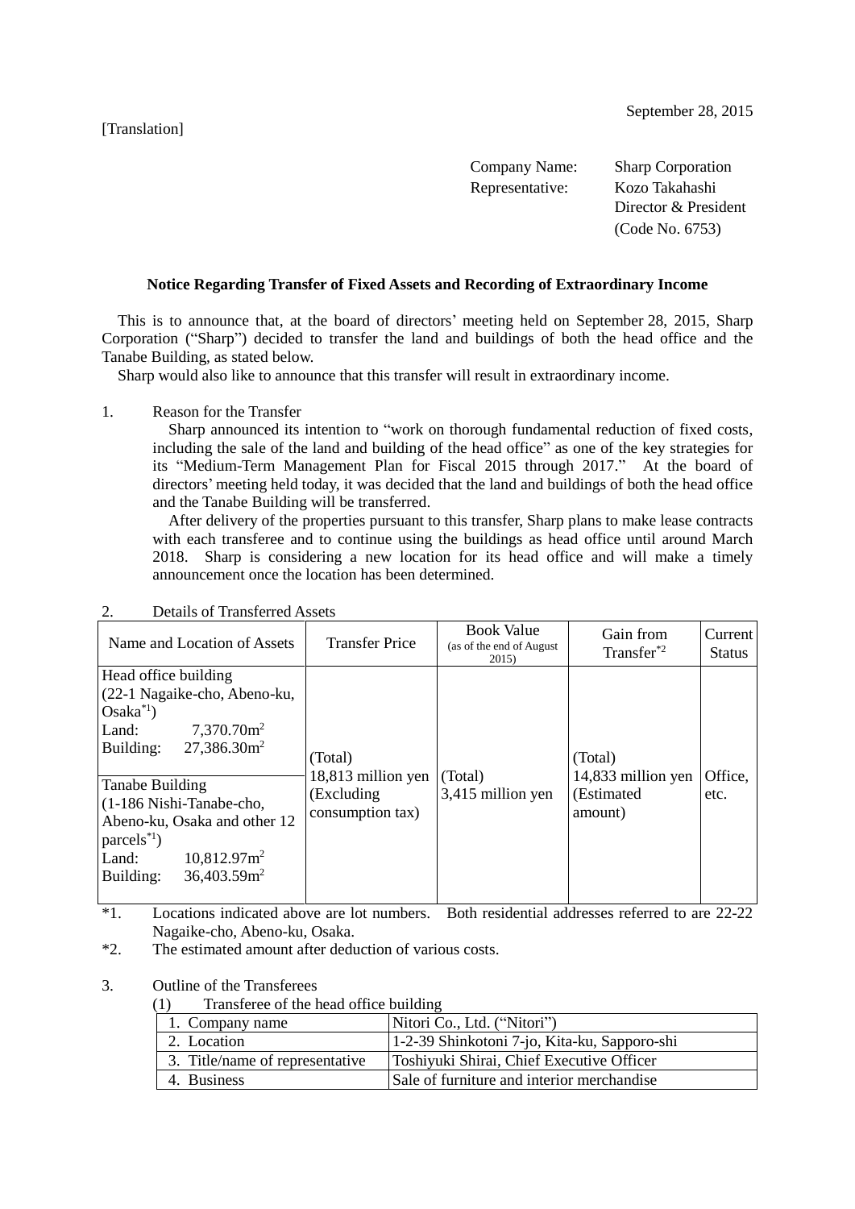September 28, 2015

[Translation]

Company Name: Sharp Corporation
Representative: Kozo Takahashi
Director & President
(Code No. 6753)

### Notice Regarding Transfer of Fixed Assets and Recording of Extraordinary Income

This is to announce that, at the board of directors' meeting held on September 28, 2015, Sharp Corporation ("Sharp") decided to transfer the land and buildings of both the head office and the Tanabe Building, as stated below.

Sharp would also like to announce that this transfer will result in extraordinary income.

1. Reason for the Transfer

   Sharp announced its intention to "work on thorough fundamental reduction of fixed costs, including the sale of the land and building of the head office" as one of the key strategies for its "Medium-Term Management Plan for Fiscal 2015 through 2017." At the board of directors' meeting held today, it was decided that the land and buildings of both the head office and the Tanabe Building will be transferred.

   After delivery of the properties pursuant to this transfer, Sharp plans to make lease contracts with each transferee and to continue using the buildings as head office until around March 2018. Sharp is considering a new location for its head office and will make a timely announcement once the location has been determined.

2. Details of Transferred Assets

| Name and Location of Assets | Transfer Price | Book Value (as of the end of August 2015) | Gain from Transfer*2 | Current Status |
|---|---|---|---|---|
| Head office building (22-1 Nagaike-cho, Abeno-ku, Osaka*1) Land: 7,370.70m$^2$ Building: 27,386.30m$^2$ | (Total) 18,813 million yen (Excluding consumption tax) | (Total) 3,415 million yen | (Total) 14,833 million yen (Estimated amount) | Office, etc. |
| Tanabe Building (1-186 Nishi-Tanabe-cho, Abeno-ku, Osaka and other 12 parcels*1) Land: 10,812.97m$^2$ Building: 36,403.59m$^2$ | | | | |

*1. Locations indicated above are lot numbers. Both residential addresses referred to are 22-22 Nagaike-cho, Abeno-ku, Osaka.

*2. The estimated amount after deduction of various costs.

3. Outline of the Transferees

   (1) Transferee of the head office building

| | |
|---|---|
| 1. Company name | Nitori Co., Ltd. ("Nitori") |
| 2. Location | 1-2-39 Shinkotoni 7-jo, Kita-ku, Sapporo-shi |
| 3. Title/name of representative | Toshiyuki Shirai, Chief Executive Officer |
| 4. Business | Sale of furniture and interior merchandise |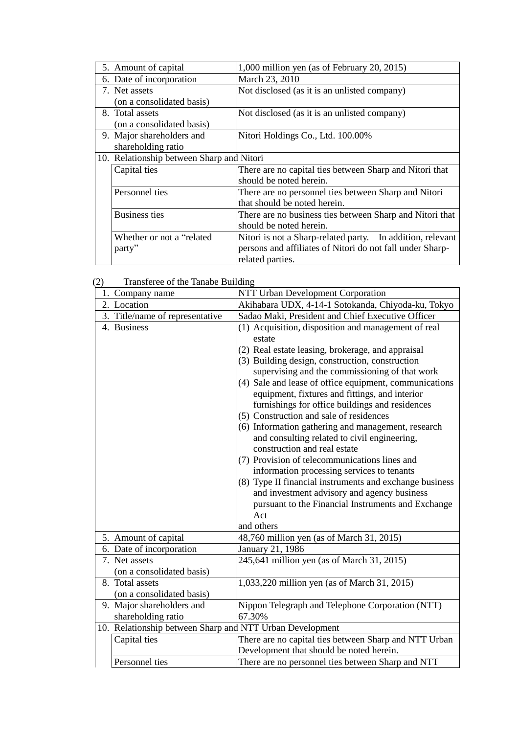| | |
|---|---|
| 5. Amount of capital | 1,000 million yen (as of February 20, 2015) |
| 6. Date of incorporation | March 23, 2010 |
| 7. Net assets (on a consolidated basis) | Not disclosed (as it is an unlisted company) |
| 8. Total assets (on a consolidated basis) | Not disclosed (as it is an unlisted company) |
| 9. Major shareholders and shareholding ratio | Nitori Holdings Co., Ltd. 100.00% |
| 10. Relationship between Sharp and Nitori | |
| Capital ties | There are no capital ties between Sharp and Nitori that should be noted herein. |
| Personnel ties | There are no personnel ties between Sharp and Nitori that should be noted herein. |
| Business ties | There are no business ties between Sharp and Nitori that should be noted herein. |
| Whether or not a "related party" | Nitori is not a Sharp-related party. In addition, relevant persons and affiliates of Nitori do not fall under Sharp-related parties. |

(2) Transferee of the Tanabe Building

| | |
|---|---|
| 1. Company name | NTT Urban Development Corporation |
| 2. Location | Akihabara UDX, 4-14-1 Sotokanda, Chiyoda-ku, Tokyo |
| 3. Title/name of representative | Sadao Maki, President and Chief Executive Officer |
| 4. Business | (1) Acquisition, disposition and management of real estate<br>(2) Real estate leasing, brokerage, and appraisal<br>(3) Building design, construction, construction supervising and the commissioning of that work<br>(4) Sale and lease of office equipment, communications equipment, fixtures and fittings, and interior furnishings for office buildings and residences<br>(5) Construction and sale of residences<br>(6) Information gathering and management, research and consulting related to civil engineering, construction and real estate<br>(7) Provision of telecommunications lines and information processing services to tenants<br>(8) Type II financial instruments and exchange business and investment advisory and agency business pursuant to the Financial Instruments and Exchange Act<br>and others |
| 5. Amount of capital | 48,760 million yen (as of March 31, 2015) |
| 6. Date of incorporation | January 21, 1986 |
| 7. Net assets (on a consolidated basis) | 245,641 million yen (as of March 31, 2015) |
| 8. Total assets (on a consolidated basis) | 1,033,220 million yen (as of March 31, 2015) |
| 9. Major shareholders and shareholding ratio | Nippon Telegraph and Telephone Corporation (NTT) 67.30% |
| 10. Relationship between Sharp and NTT Urban Development | |
| Capital ties | There are no capital ties between Sharp and NTT Urban Development that should be noted herein. |
| Personnel ties | There are no personnel ties between Sharp and NTT |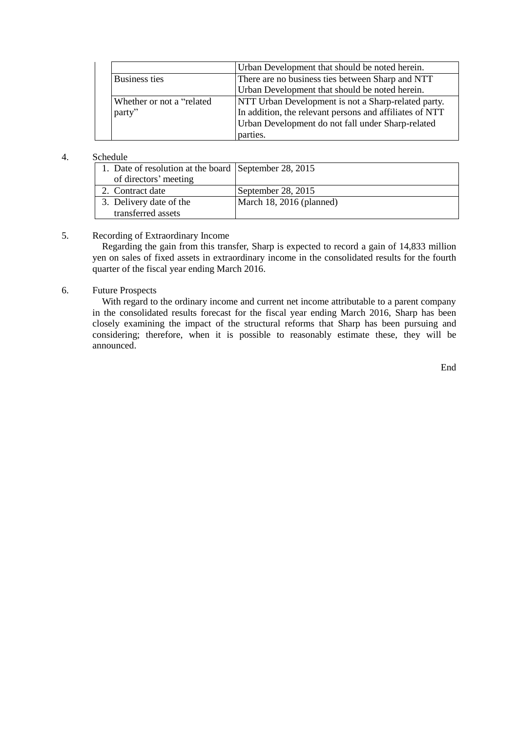| | |
|---|---|
| | Urban Development that should be noted herein. |
| Business ties | There are no business ties between Sharp and NTT Urban Development that should be noted herein. |
| Whether or not a "related party" | NTT Urban Development is not a Sharp-related party. In addition, the relevant persons and affiliates of NTT Urban Development do not fall under Sharp-related parties. |

4. Schedule

| | |
|---|---|
| 1. Date of resolution at the board of directors' meeting | September 28, 2015 |
| 2. Contract date | September 28, 2015 |
| 3. Delivery date of the transferred assets | March 18, 2016 (planned) |

5. Recording of Extraordinary Income

Regarding the gain from this transfer, Sharp is expected to record a gain of 14,833 million yen on sales of fixed assets in extraordinary income in the consolidated results for the fourth quarter of the fiscal year ending March 2016.

6. Future Prospects

With regard to the ordinary income and current net income attributable to a parent company in the consolidated results forecast for the fiscal year ending March 2016, Sharp has been closely examining the impact of the structural reforms that Sharp has been pursuing and considering; therefore, when it is possible to reasonably estimate these, they will be announced.

End